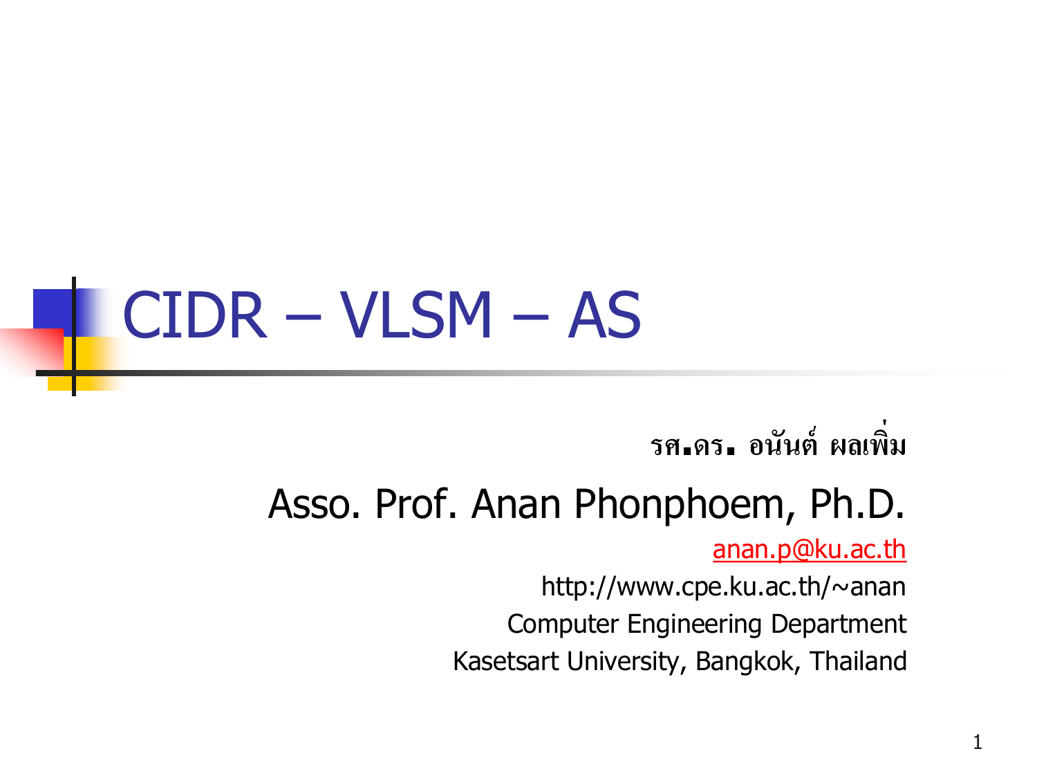# CIDR – VLSM – AS

รศ.ดร. อนันต์ ผลเพิ่ม

Asso. Prof. Anan Phonphoem, Ph.D.

anan.p@ku.ac.th

http://www.cpe.ku.ac.th/~anan

Computer Engineering Department

Kasetsart University, Bangkok, Thailand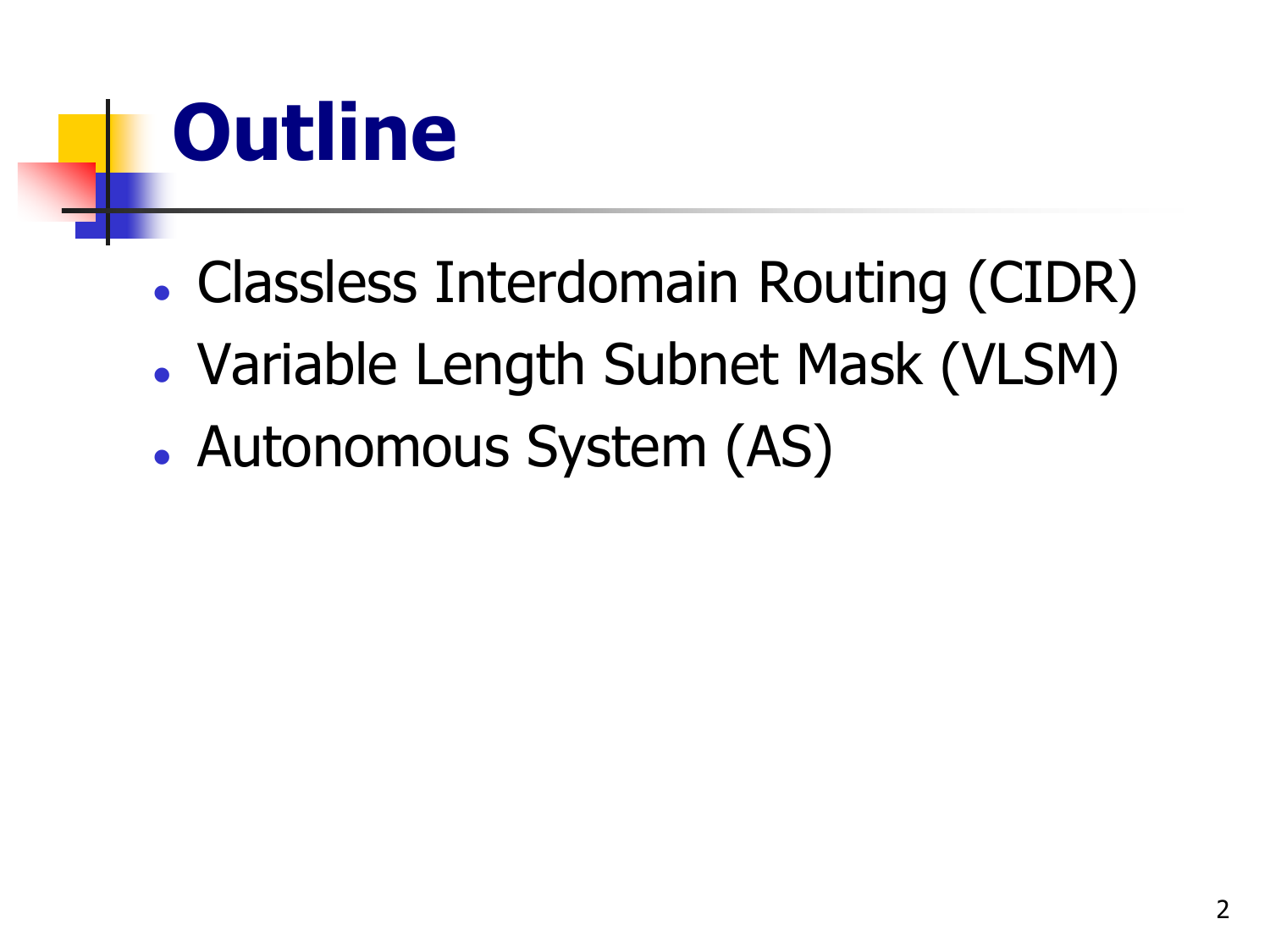# Outline

- Classless Interdomain Routing (CIDR)
- Variable Length Subnet Mask (VLSM)
- Autonomous System (AS)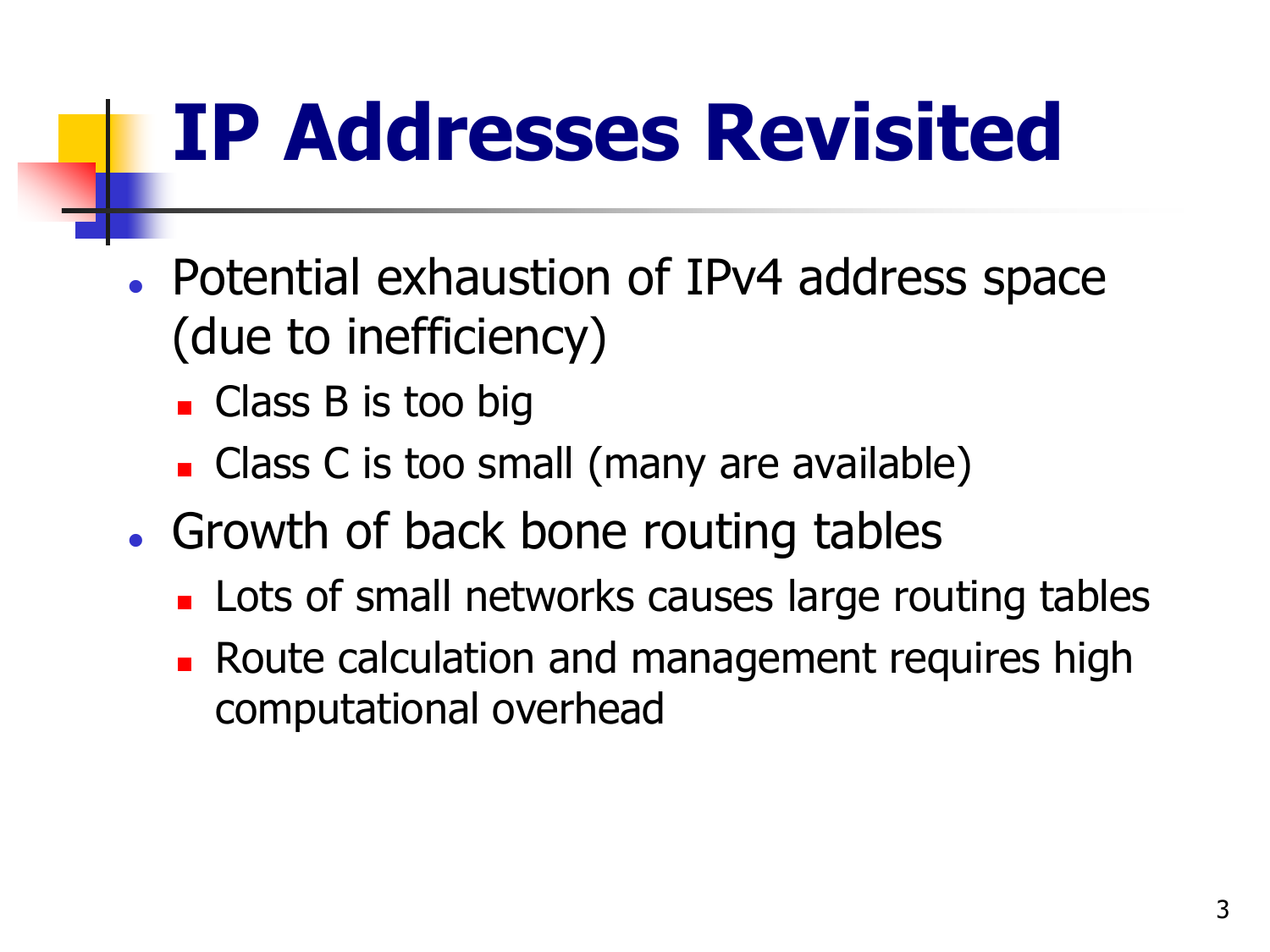# IP Addresses Revisited

- Potential exhaustion of IPv4 address space (due to inefficiency)
  - Class B is too big
  - Class C is too small (many are available)
- Growth of back bone routing tables
  - Lots of small networks causes large routing tables
  - Route calculation and management requires high computational overhead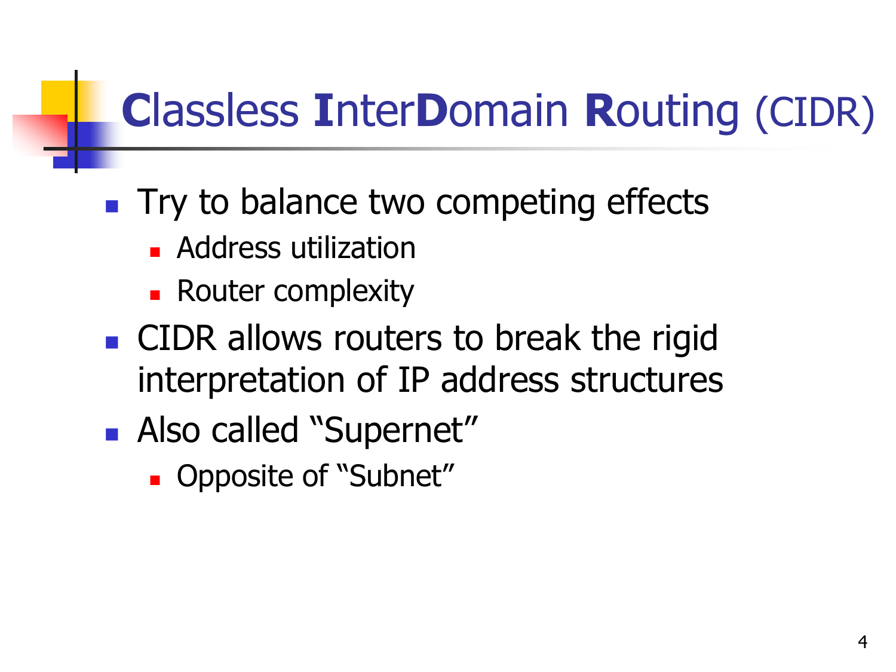# Classless InterDomain Routing (CIDR)

- Try to balance two competing effects
  - Address utilization
  - Router complexity
- CIDR allows routers to break the rigid interpretation of IP address structures
- Also called “Supernet”
  - Opposite of “Subnet”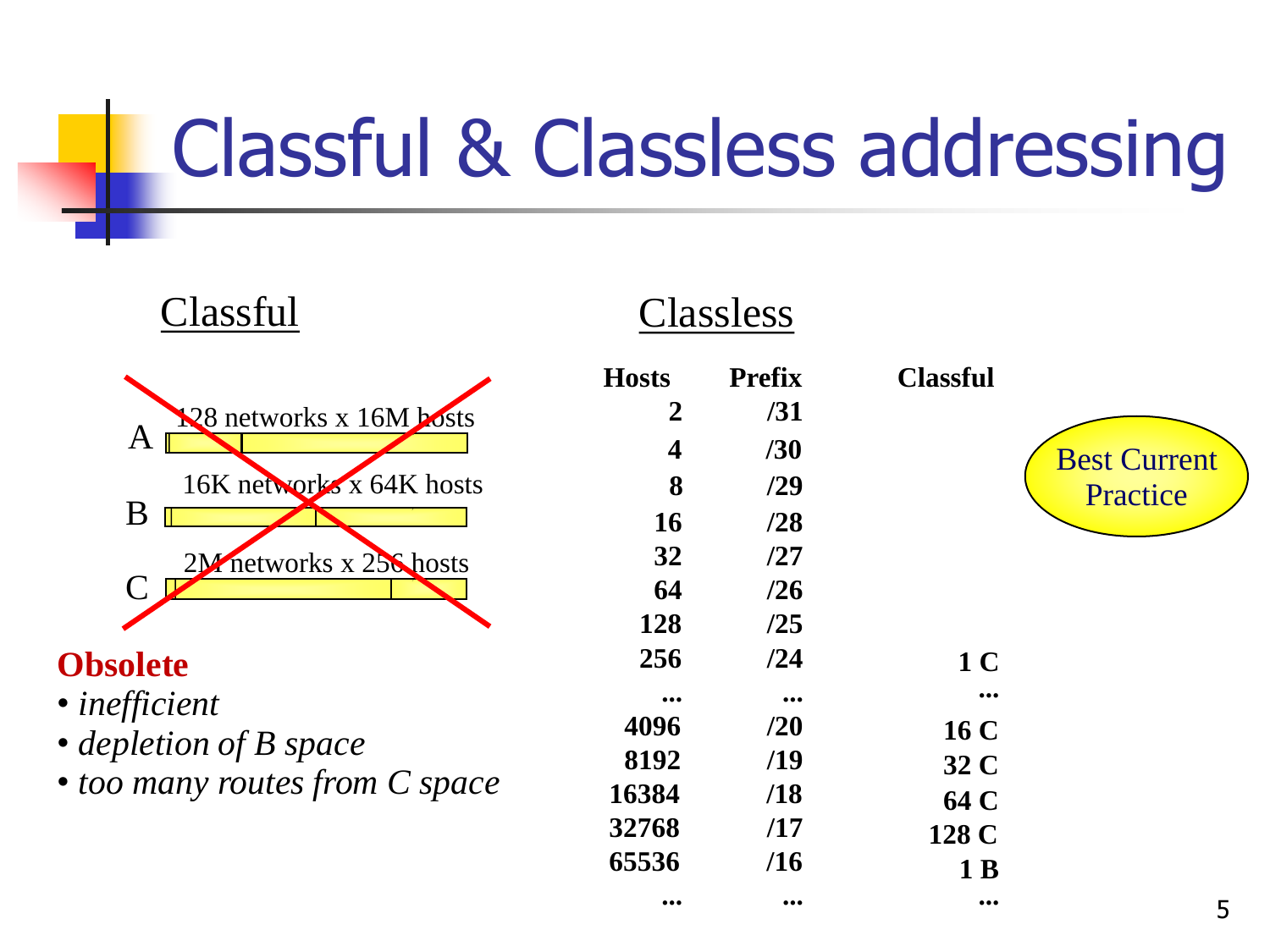# Classful & Classless addressing

## Classful

A — 128 networks x 16M hosts

B — 16K networks x 64K hosts

C — 2M networks x 256 hosts

**Obsolete**

- *inefficient*
- *depletion of B space*
- *too many routes from C space*

## Classless

| Hosts | Prefix | Classful |
|---|---|---|
| 2 | /31 | |
| 4 | /30 | |
| 8 | /29 | |
| 16 | /28 | |
| 32 | /27 | |
| 64 | /26 | |
| 128 | /25 | |
| 256 | /24 | 1 C |
| ... | ... | ... |
| 4096 | /20 | 16 C |
| 8192 | /19 | 32 C |
| 16384 | /18 | 64 C |
| 32768 | /17 | 128 C |
| 65536 | /16 | 1 B |
| ... | ... | ... |

Best Current Practice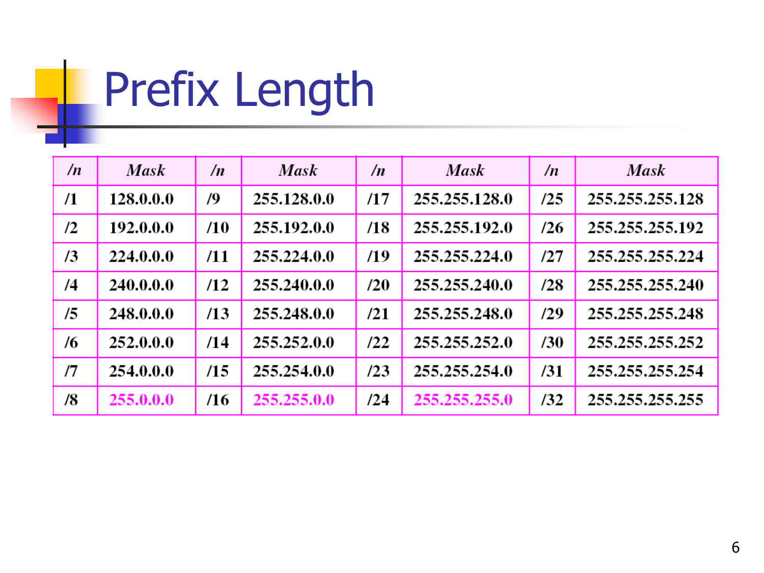# Prefix Length

| /n | Mask | /n | Mask | /n | Mask | /n | Mask |
|---|---|---|---|---|---|---|---|
| /1 | 128.0.0.0 | /9 | 255.128.0.0 | /17 | 255.255.128.0 | /25 | 255.255.255.128 |
| /2 | 192.0.0.0 | /10 | 255.192.0.0 | /18 | 255.255.192.0 | /26 | 255.255.255.192 |
| /3 | 224.0.0.0 | /11 | 255.224.0.0 | /19 | 255.255.224.0 | /27 | 255.255.255.224 |
| /4 | 240.0.0.0 | /12 | 255.240.0.0 | /20 | 255.255.240.0 | /28 | 255.255.255.240 |
| /5 | 248.0.0.0 | /13 | 255.248.0.0 | /21 | 255.255.248.0 | /29 | 255.255.255.248 |
| /6 | 252.0.0.0 | /14 | 255.252.0.0 | /22 | 255.255.252.0 | /30 | 255.255.255.252 |
| /7 | 254.0.0.0 | /15 | 255.254.0.0 | /23 | 255.255.254.0 | /31 | 255.255.255.254 |
| /8 | 255.0.0.0 | /16 | 255.255.0.0 | /24 | 255.255.255.0 | /32 | 255.255.255.255 |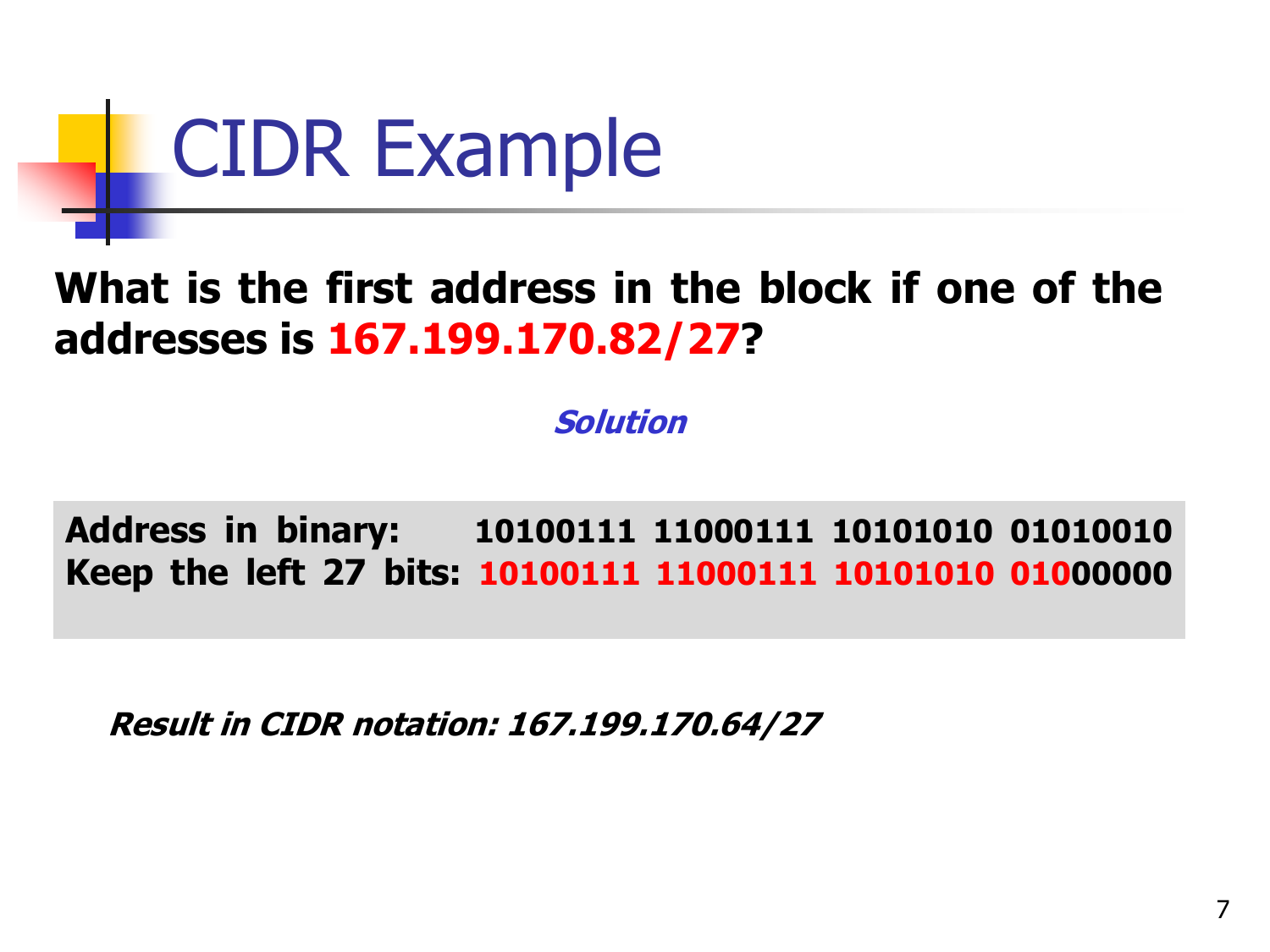# CIDR Example

**What is the first address in the block if one of the addresses is 167.199.170.82/27?**

***Solution***

**Address in binary:** **10100111 11000111 10101010 01010010**
**Keep the left 27 bits:** **10100111 11000111 10101010 01000000**

***Result in CIDR notation: 167.199.170.64/27***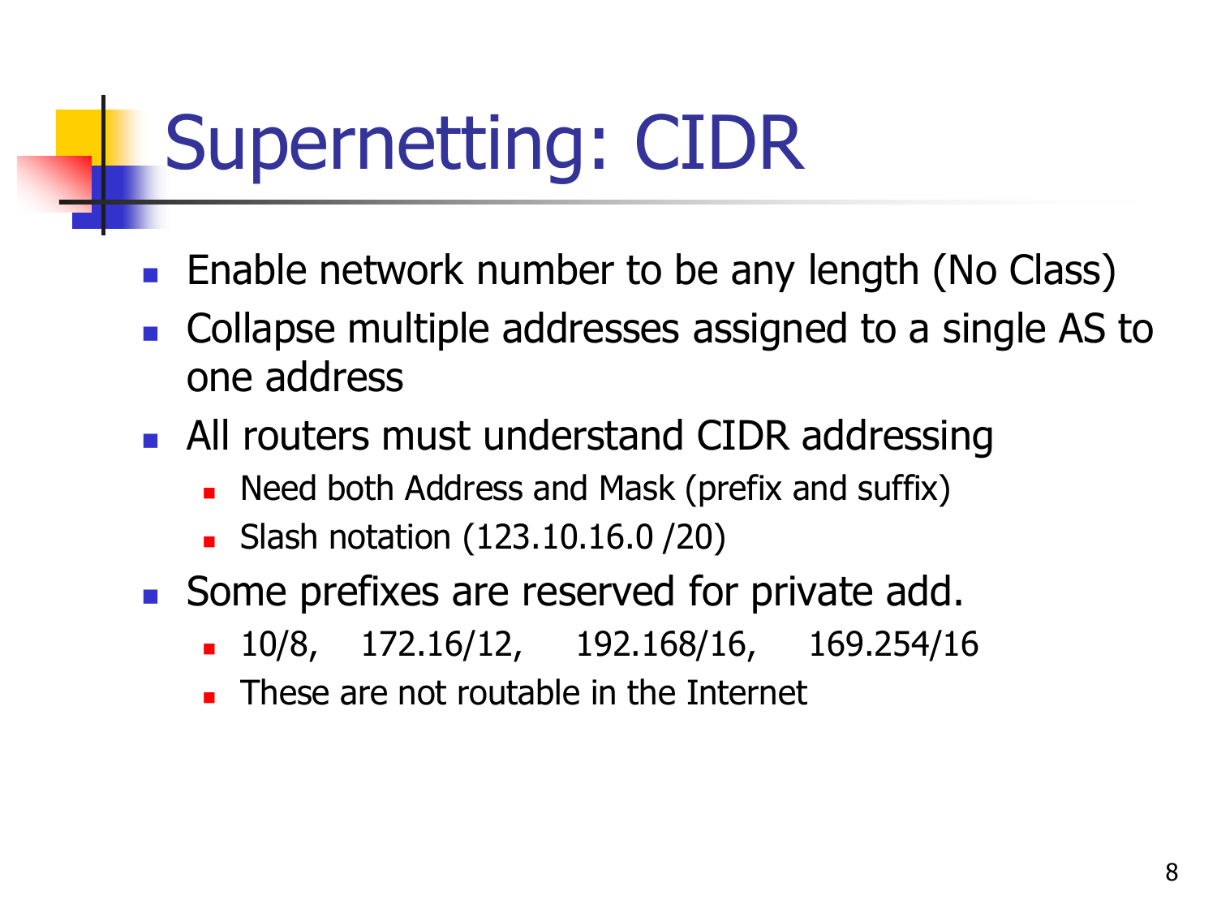# Supernetting: CIDR

- Enable network number to be any length (No Class)
- Collapse multiple addresses assigned to a single AS to one address
- All routers must understand CIDR addressing
  - Need both Address and Mask (prefix and suffix)
  - Slash notation (123.10.16.0 /20)
- Some prefixes are reserved for private add.
  - 10/8, 172.16/12, 192.168/16, 169.254/16
  - These are not routable in the Internet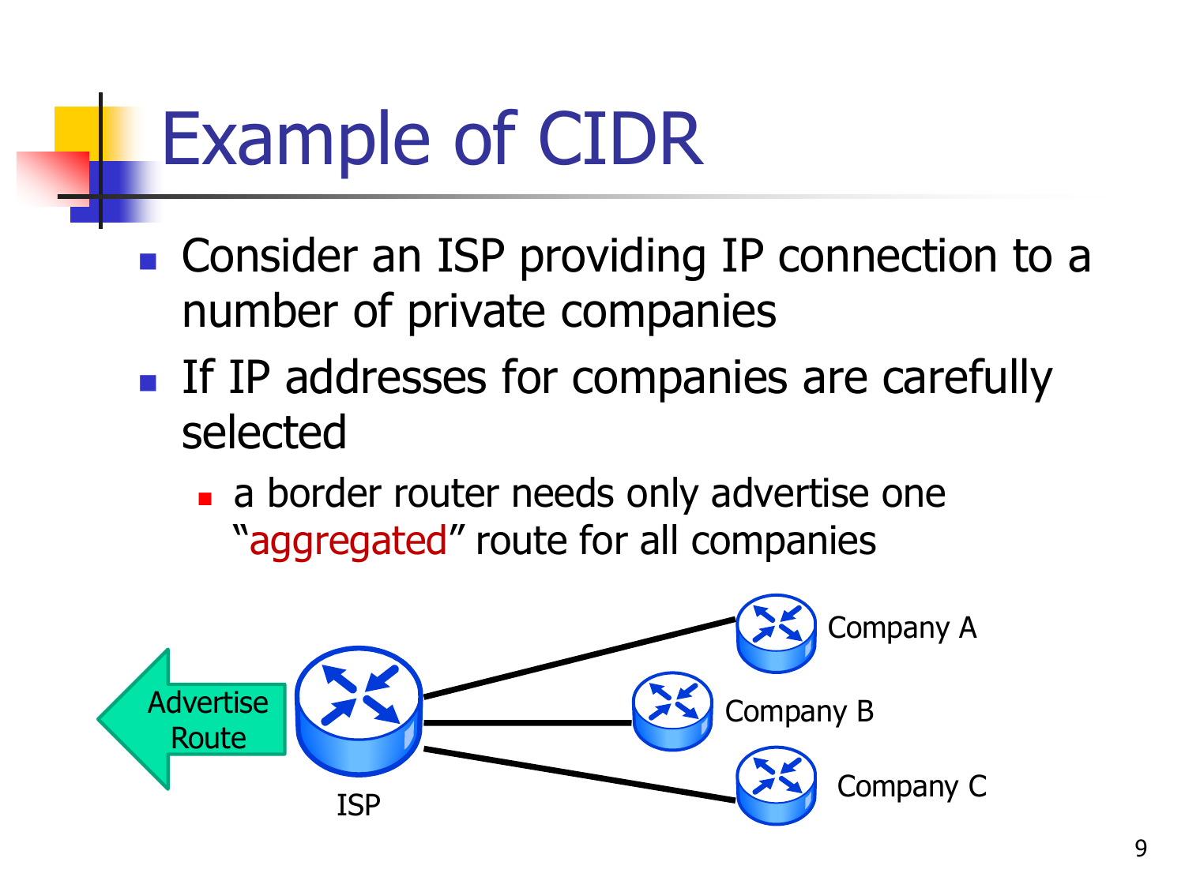# Example of CIDR

- Consider an ISP providing IP connection to a number of private companies
- If IP addresses for companies are carefully selected
  - a border router needs only advertise one "aggregated" route for all companies

Advertise Route

ISP

Company A

Company B

Company C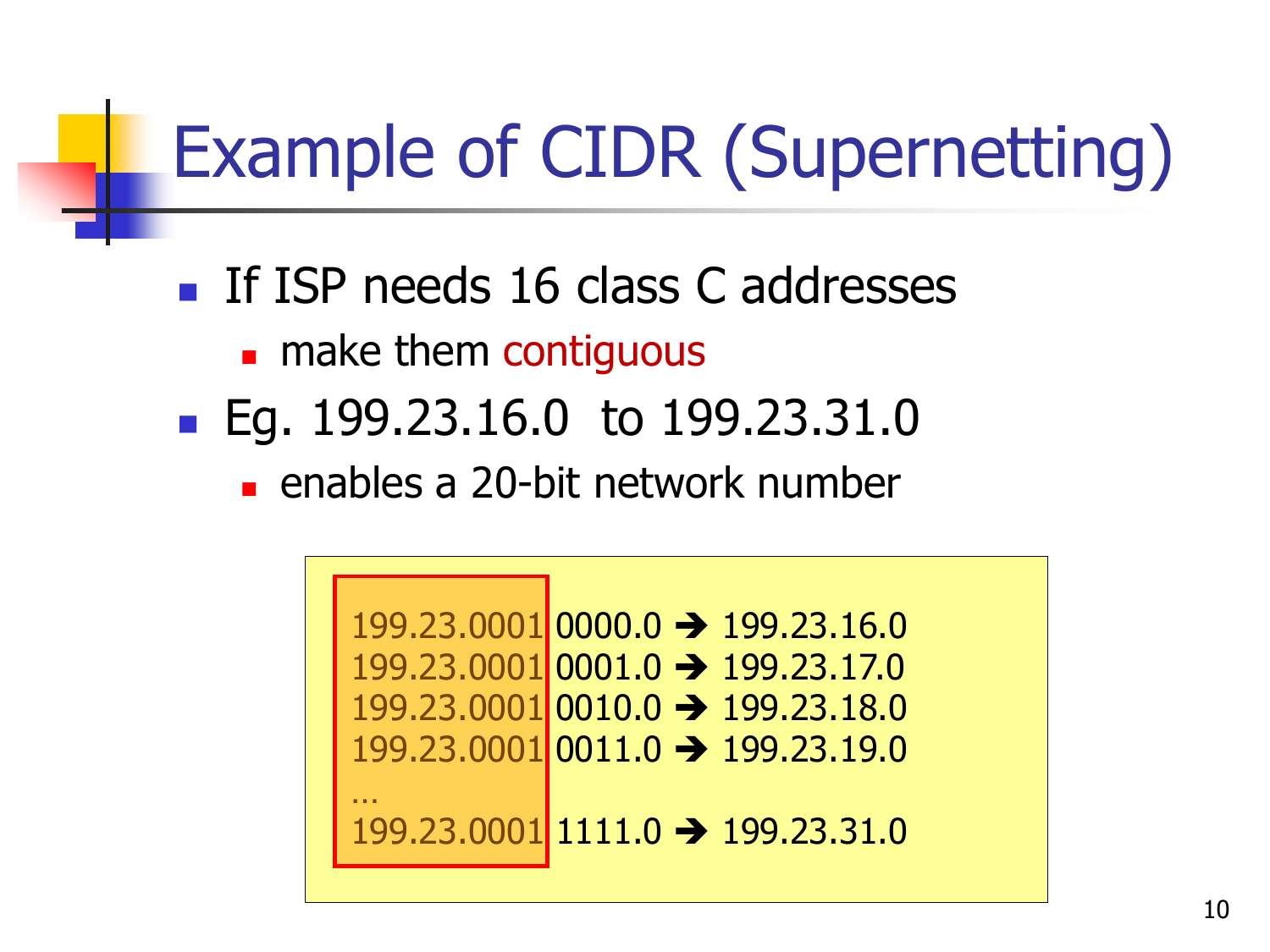# Example of CIDR (Supernetting)

- If ISP needs 16 class C addresses
  - make them contiguous
- Eg. 199.23.16.0 to 199.23.31.0
  - enables a 20-bit network number

```
199.23.0001 0000.0 → 199.23.16.0
199.23.0001 0001.0 → 199.23.17.0
199.23.0001 0010.0 → 199.23.18.0
199.23.0001 0011.0 → 199.23.19.0
…
199.23.0001 1111.0 → 199.23.31.0
```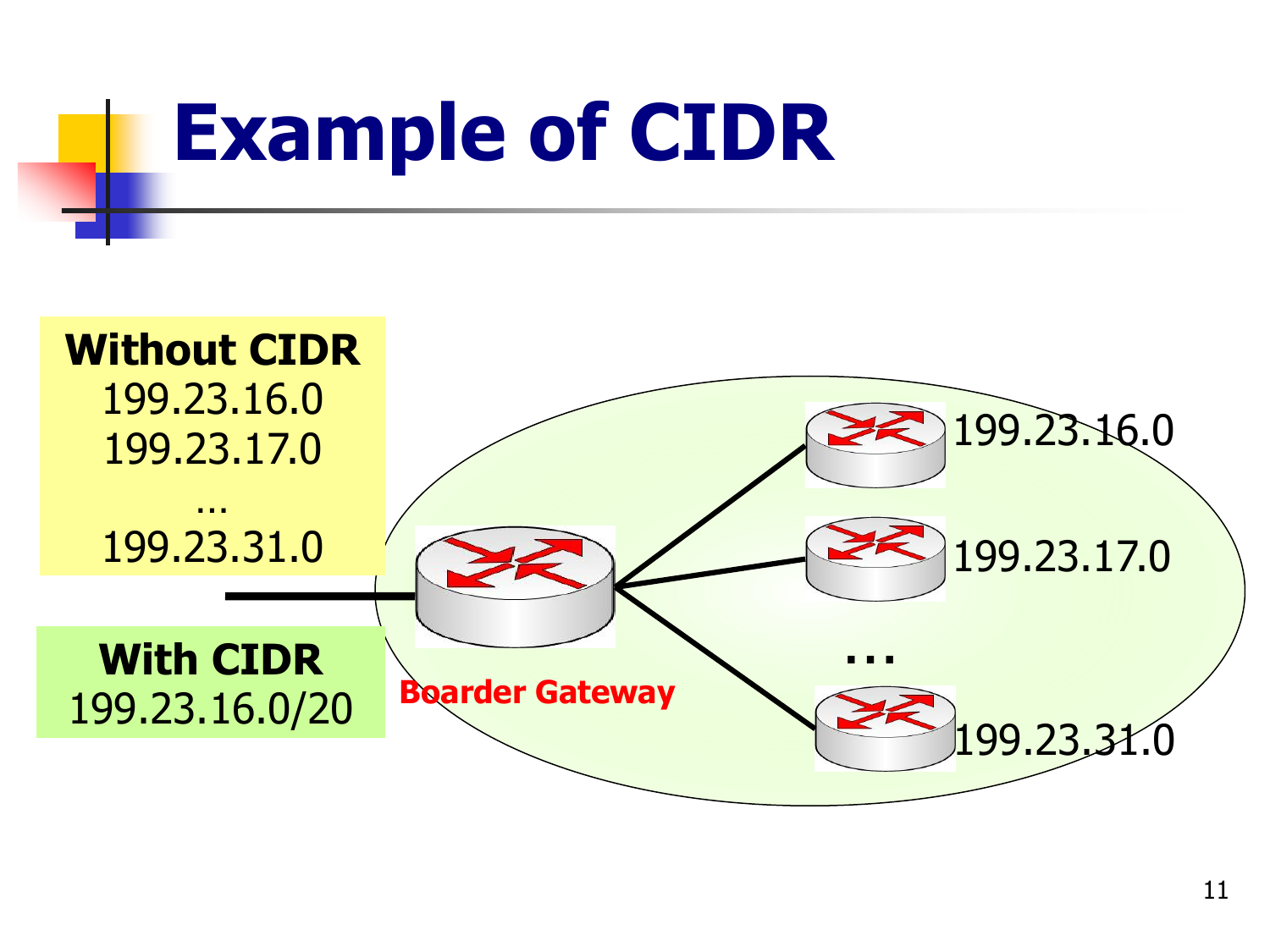# Example of CIDR

**Without CIDR**
199.23.16.0
199.23.17.0
…
199.23.31.0

**With CIDR**
199.23.16.0/20

**Boarder Gateway**

199.23.16.0

199.23.17.0

…

199.23.31.0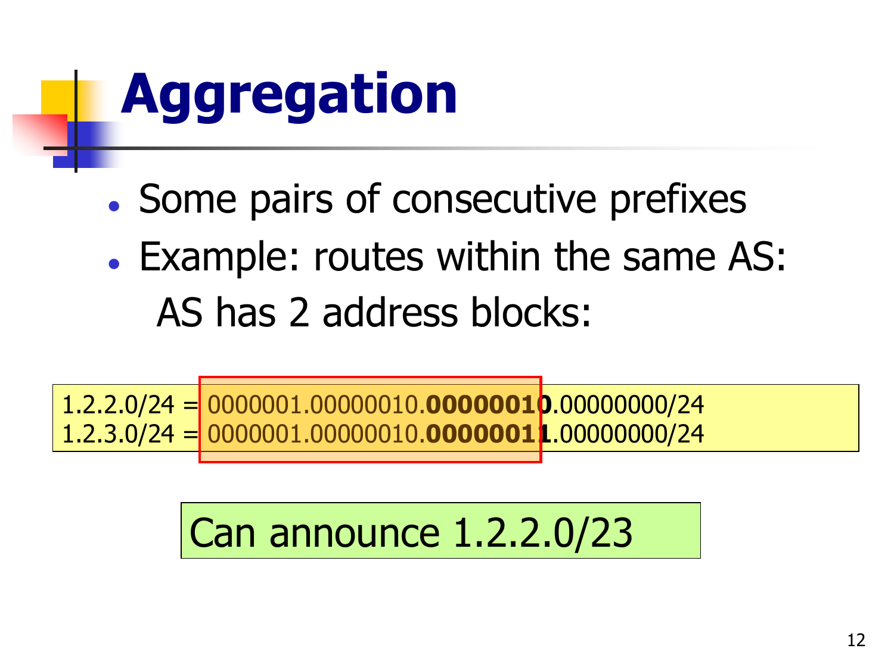# Aggregation

- Some pairs of consecutive prefixes
- Example: routes within the same AS:

  AS has 2 address blocks:

1.2.2.0/24 = 0000001.00000010.**00000010**.00000000/24
1.2.3.0/24 = 0000001.00000010.**00000011**.00000000/24

Can announce 1.2.2.0/23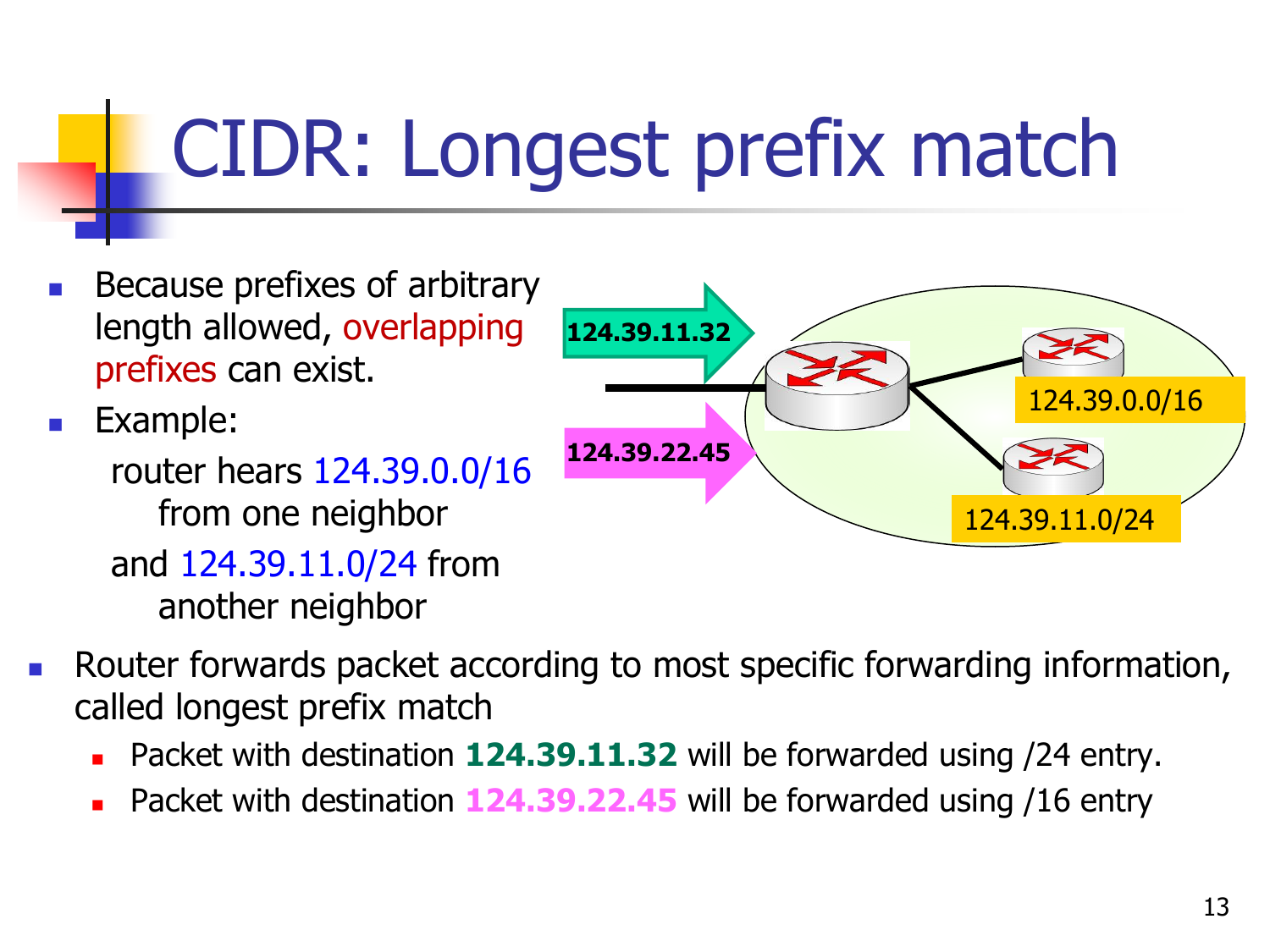# CIDR: Longest prefix match

- Because prefixes of arbitrary length allowed, overlapping prefixes can exist.
- Example:

  router hears 124.39.0.0/16 from one neighbor

  and 124.39.11.0/24 from another neighbor

124.39.11.32

124.39.22.45

124.39.0.0/16

124.39.11.0/24

- Router forwards packet according to most specific forwarding information, called longest prefix match
  - Packet with destination **124.39.11.32** will be forwarded using /24 entry.
  - Packet with destination **124.39.22.45** will be forwarded using /16 entry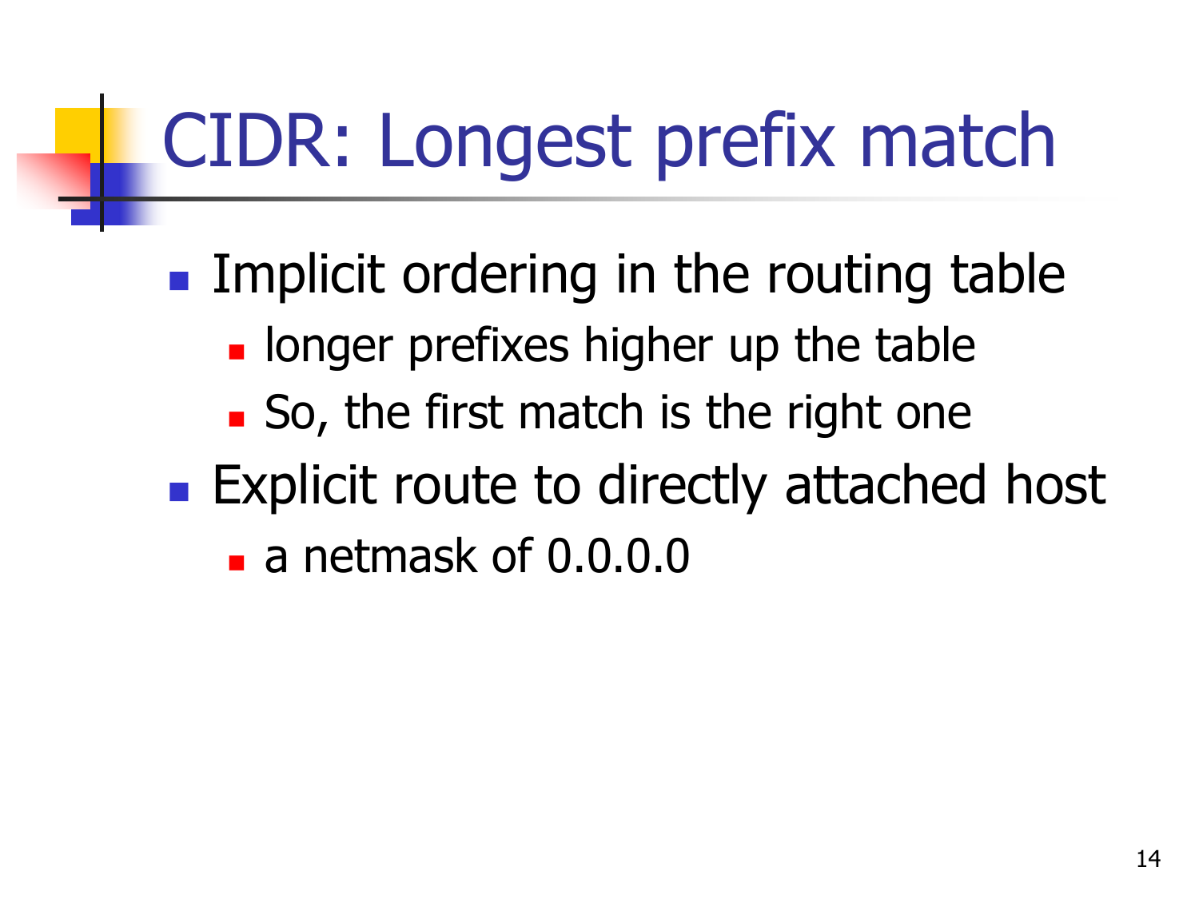# CIDR: Longest prefix match

- Implicit ordering in the routing table
  - longer prefixes higher up the table
  - So, the first match is the right one
- Explicit route to directly attached host
  - a netmask of 0.0.0.0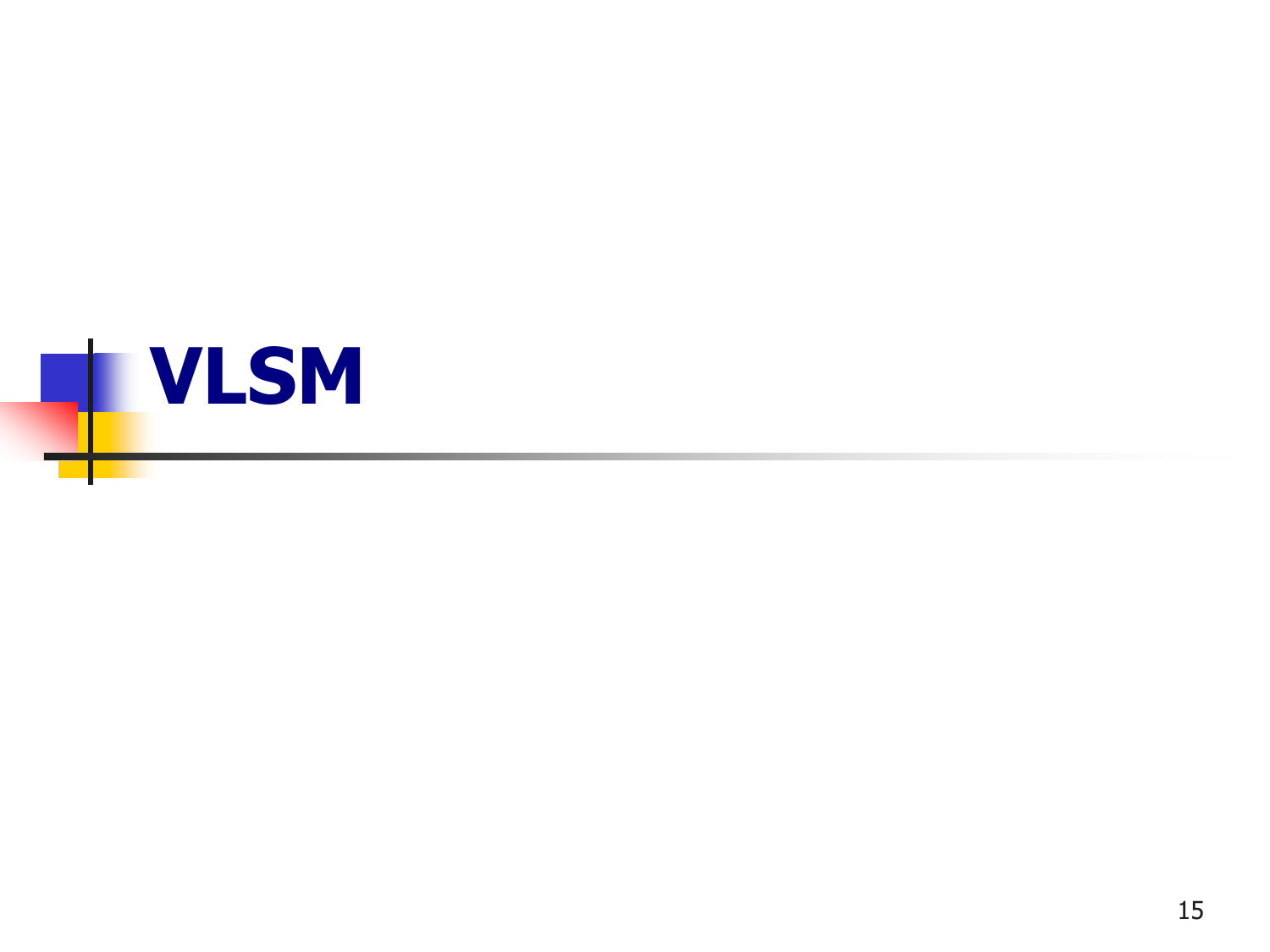# VLSM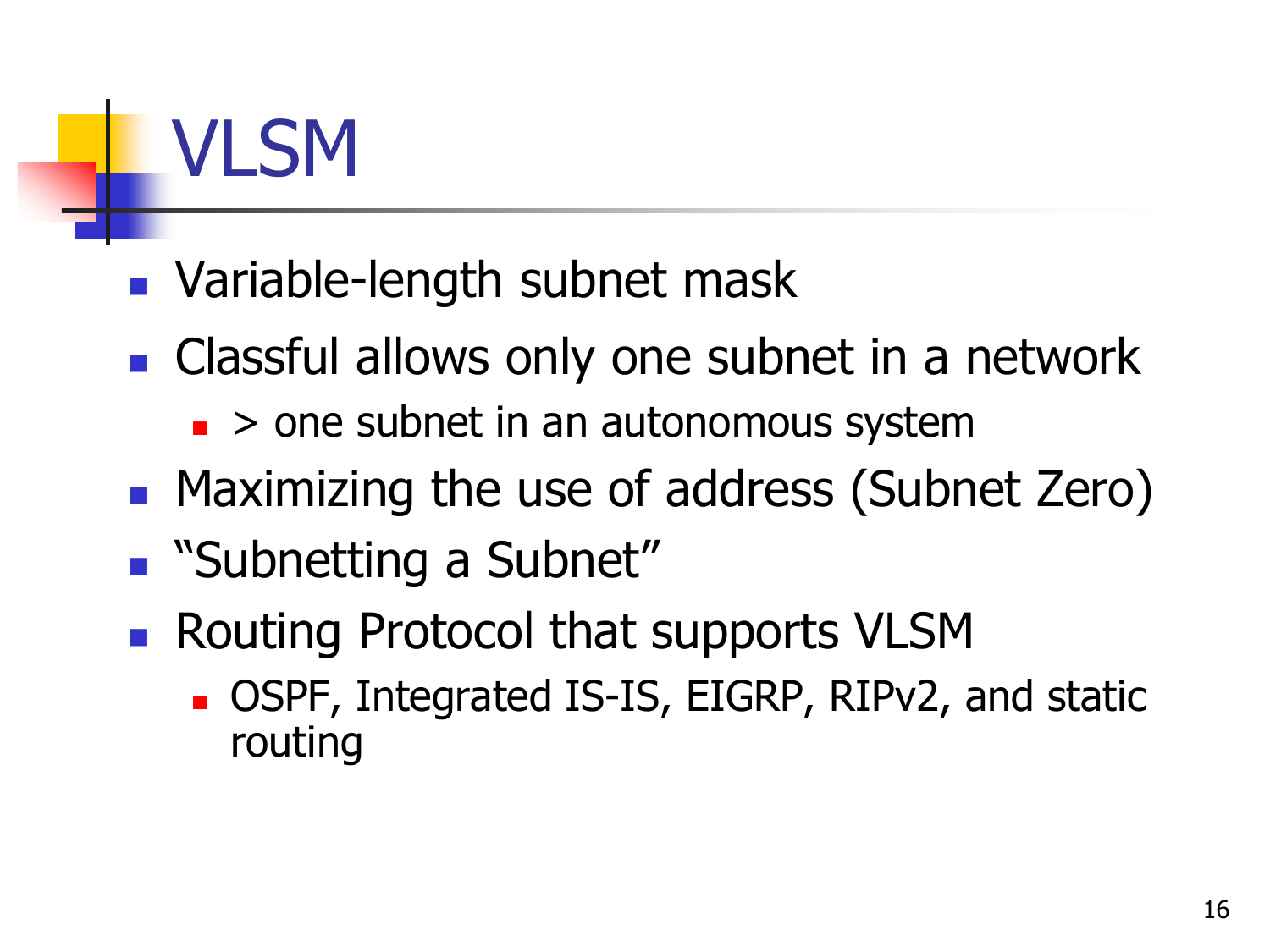# VLSM

- Variable-length subnet mask
- Classful allows only one subnet in a network
  - > one subnet in an autonomous system
- Maximizing the use of address (Subnet Zero)
- “Subnetting a Subnet”
- Routing Protocol that supports VLSM
  - OSPF, Integrated IS-IS, EIGRP, RIPv2, and static routing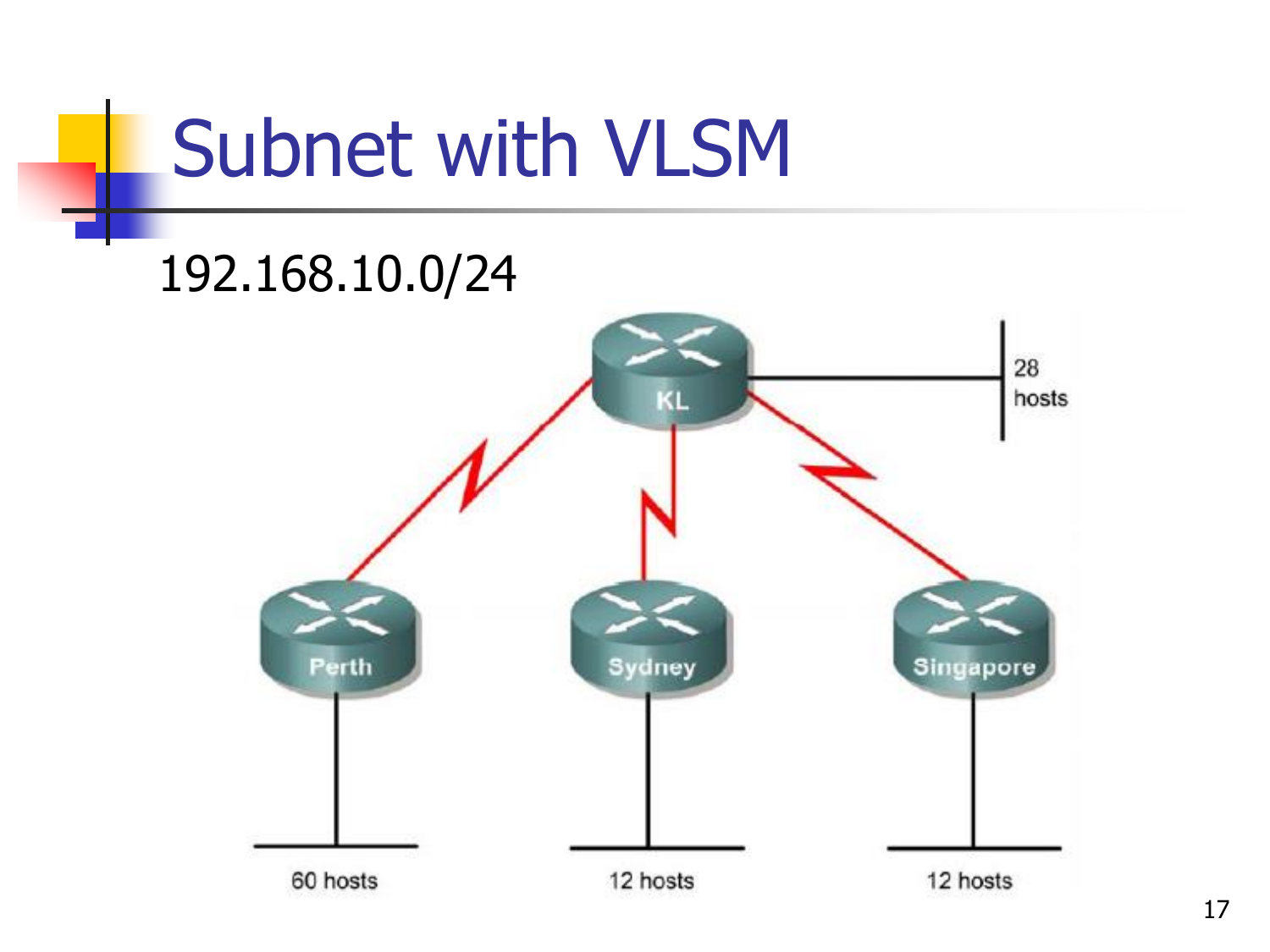# Subnet with VLSM

192.168.10.0/24

KL

28 hosts

Perth

Sydney

Singapore

60 hosts

12 hosts

12 hosts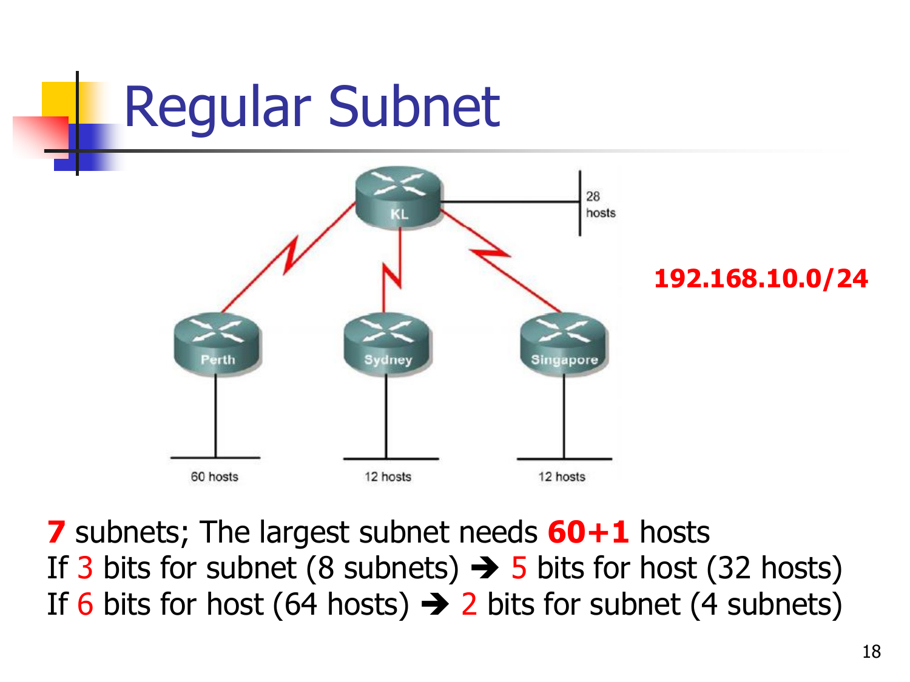# Regular Subnet

**192.168.10.0/24**

**7** subnets; The largest subnet needs **60+1** hosts

If 3 bits for subnet (8 subnets) ➔ 5 bits for host (32 hosts)

If 6 bits for host (64 hosts) ➔ 2 bits for subnet (4 subnets)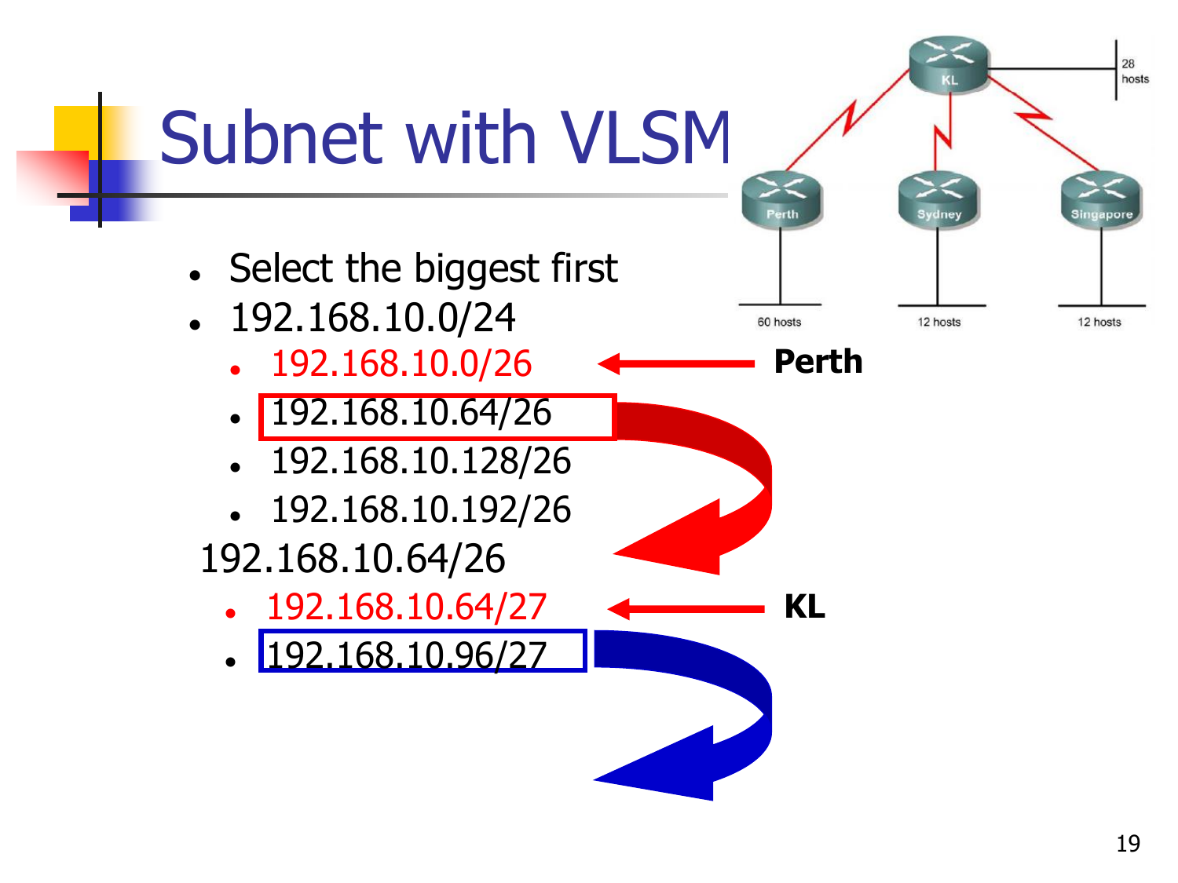# Subnet with VLSM

- Select the biggest first
- 192.168.10.0/24
  - 192.168.10.0/26 ← **Perth**
  - 192.168.10.64/26
  - 192.168.10.128/26
  - 192.168.10.192/26

192.168.10.64/26

  - 192.168.10.64/27 ← **KL**
  - 192.168.10.96/27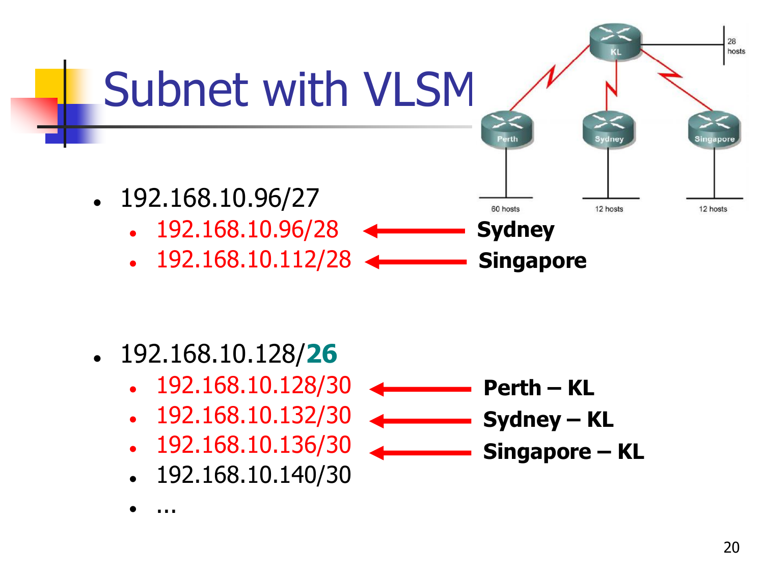# Subnet with VLSM

- 192.168.10.96/27
  - 192.168.10.96/28 ← **Sydney**
  - 192.168.10.112/28 ← **Singapore**

- 192.168.10.128/**26**
  - 192.168.10.128/30 ← **Perth – KL**
  - 192.168.10.132/30 ← **Sydney – KL**
  - 192.168.10.136/30 ← **Singapore – KL**
  - 192.168.10.140/30
  - …

KL — 28 hosts

Perth — 60 hosts

Sydney — 12 hosts

Singapore — 12 hosts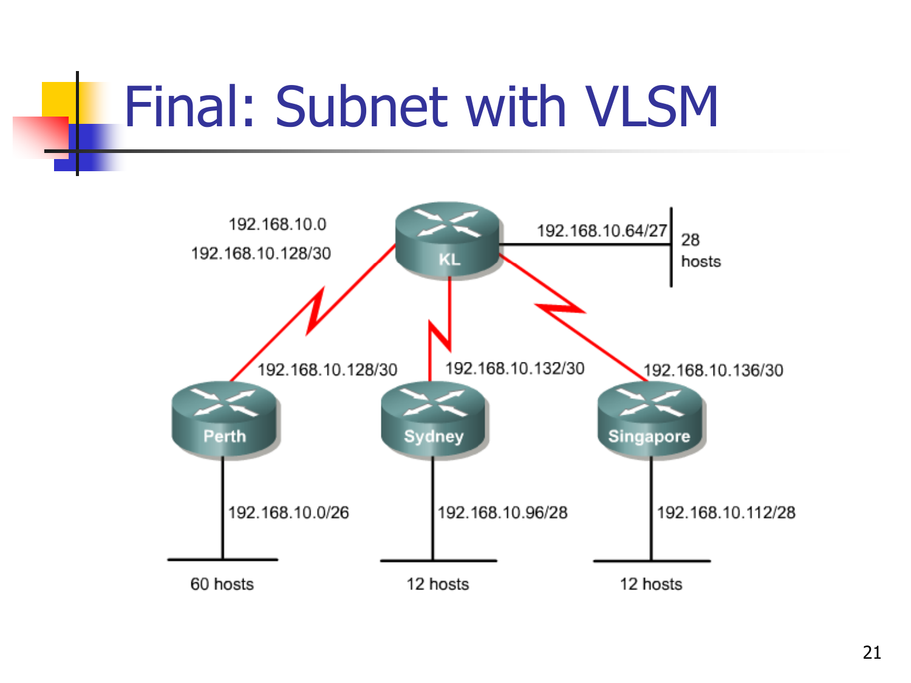# Final: Subnet with VLSM

192.168.10.0

192.168.10.128/30

KL

192.168.10.64/27

28 hosts

192.168.10.128/30

192.168.10.132/30

192.168.10.136/30

Perth

Sydney

Singapore

192.168.10.0/26

192.168.10.96/28

192.168.10.112/28

60 hosts

12 hosts

12 hosts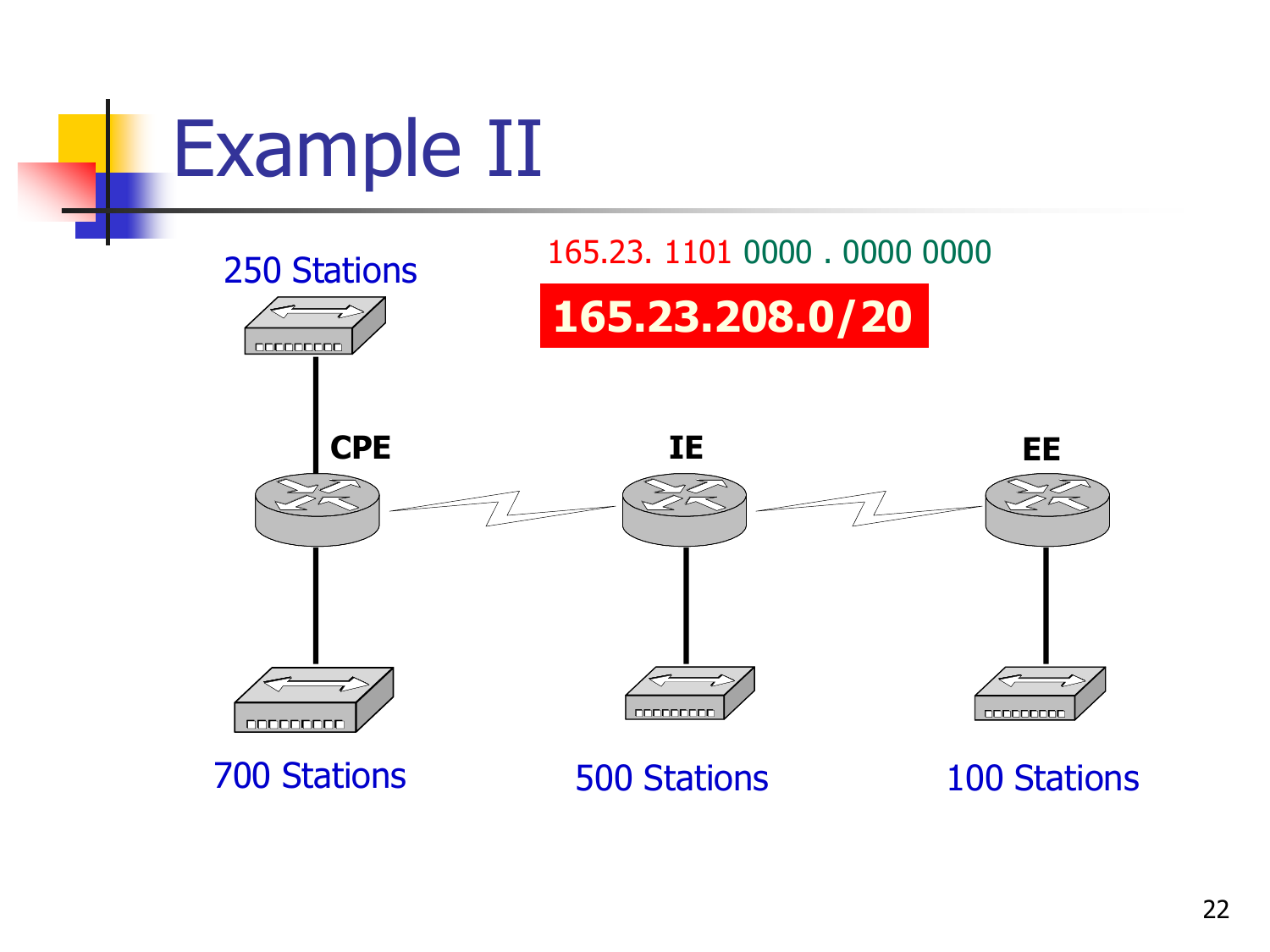# Example II

165.23. 1101 0000 . 0000 0000

**165.23.208.0/20**

250 Stations

CPE

IE

EE

700 Stations

500 Stations

100 Stations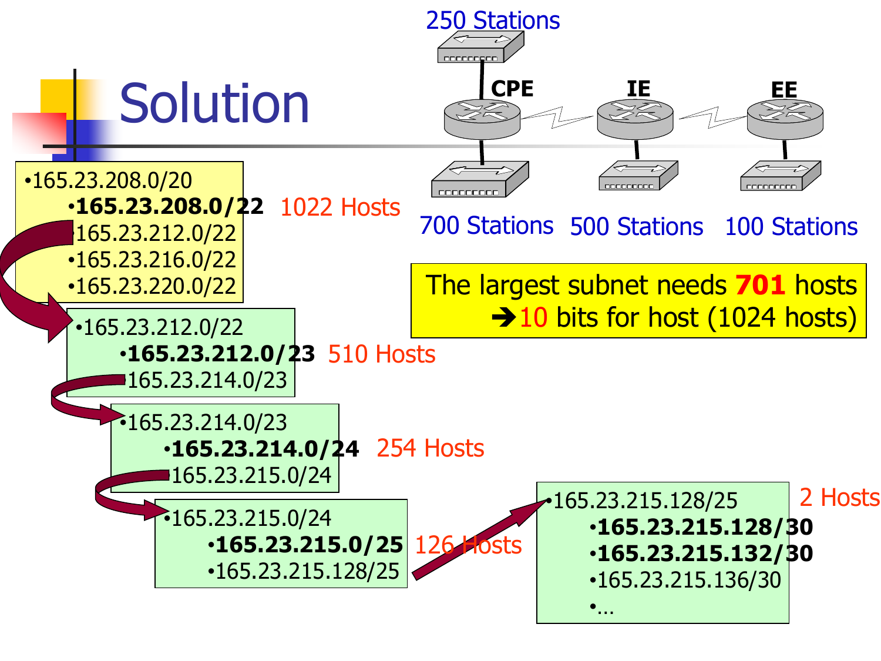# Solution

250 Stations

CPE — IE — EE

700 Stations 500 Stations 100 Stations

The largest subnet needs **701** hosts
➔ 10 bits for host (1024 hosts)

- 165.23.208.0/20
  - **165.23.208.0/22** 1022 Hosts
  - 165.23.212.0/22
  - 165.23.216.0/22
  - 165.23.220.0/22

- 165.23.212.0/22
  - **165.23.212.0/23** 510 Hosts
  - 165.23.214.0/23

- 165.23.214.0/23
  - **165.23.214.0/24** 254 Hosts
  - 165.23.215.0/24

- 165.23.215.0/24
  - **165.23.215.0/25** 126 Hosts
  - 165.23.215.128/25

- 165.23.215.128/25 2 Hosts
  - **165.23.215.128/30**
  - **165.23.215.132/30**
  - 165.23.215.136/30
  - …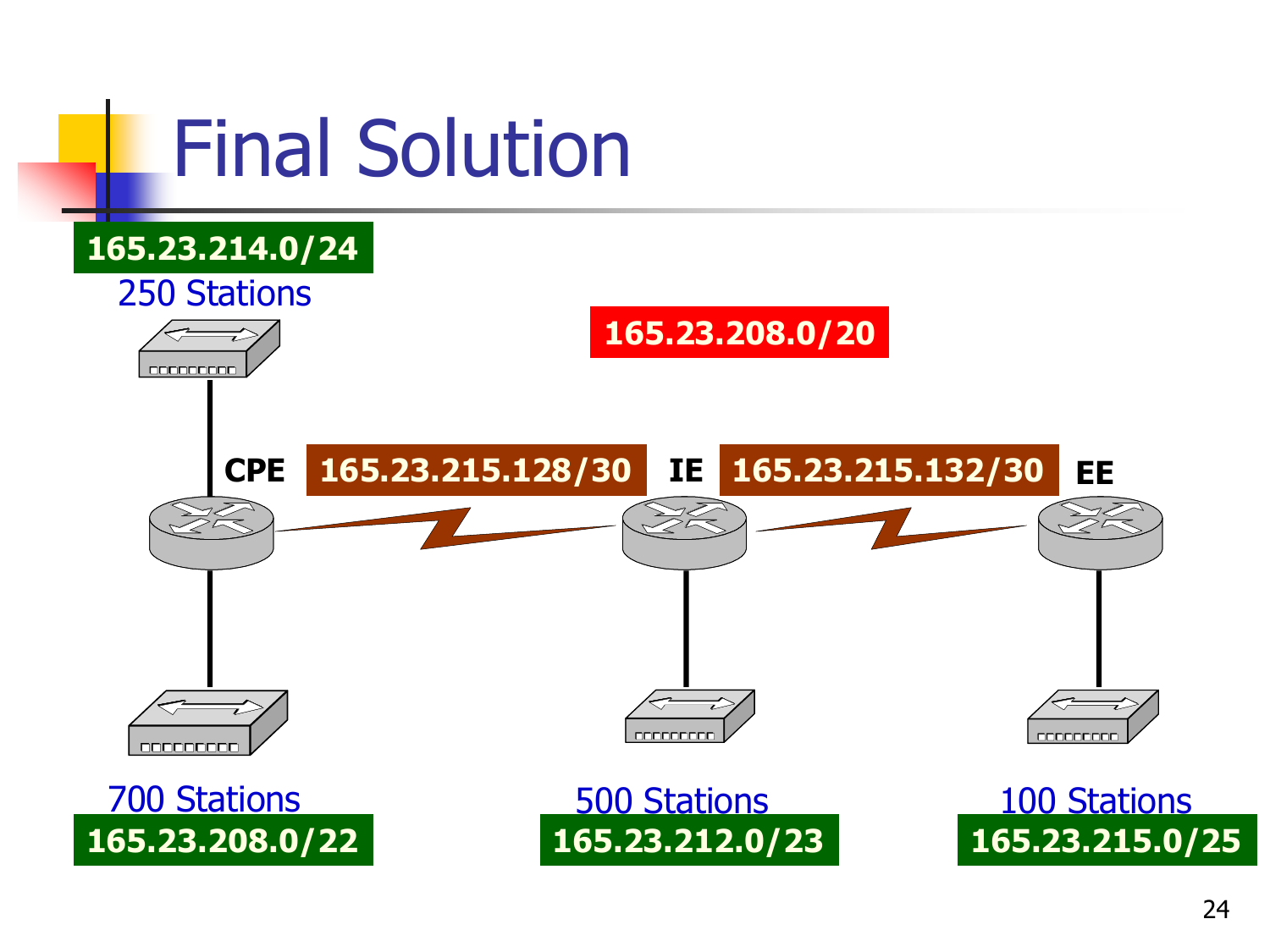# Final Solution

165.23.208.0/20

165.23.214.0/24
250 Stations

CPE

165.23.215.128/30

IE

165.23.215.132/30

EE

700 Stations
165.23.208.0/22

500 Stations
165.23.212.0/23

100 Stations
165.23.215.0/25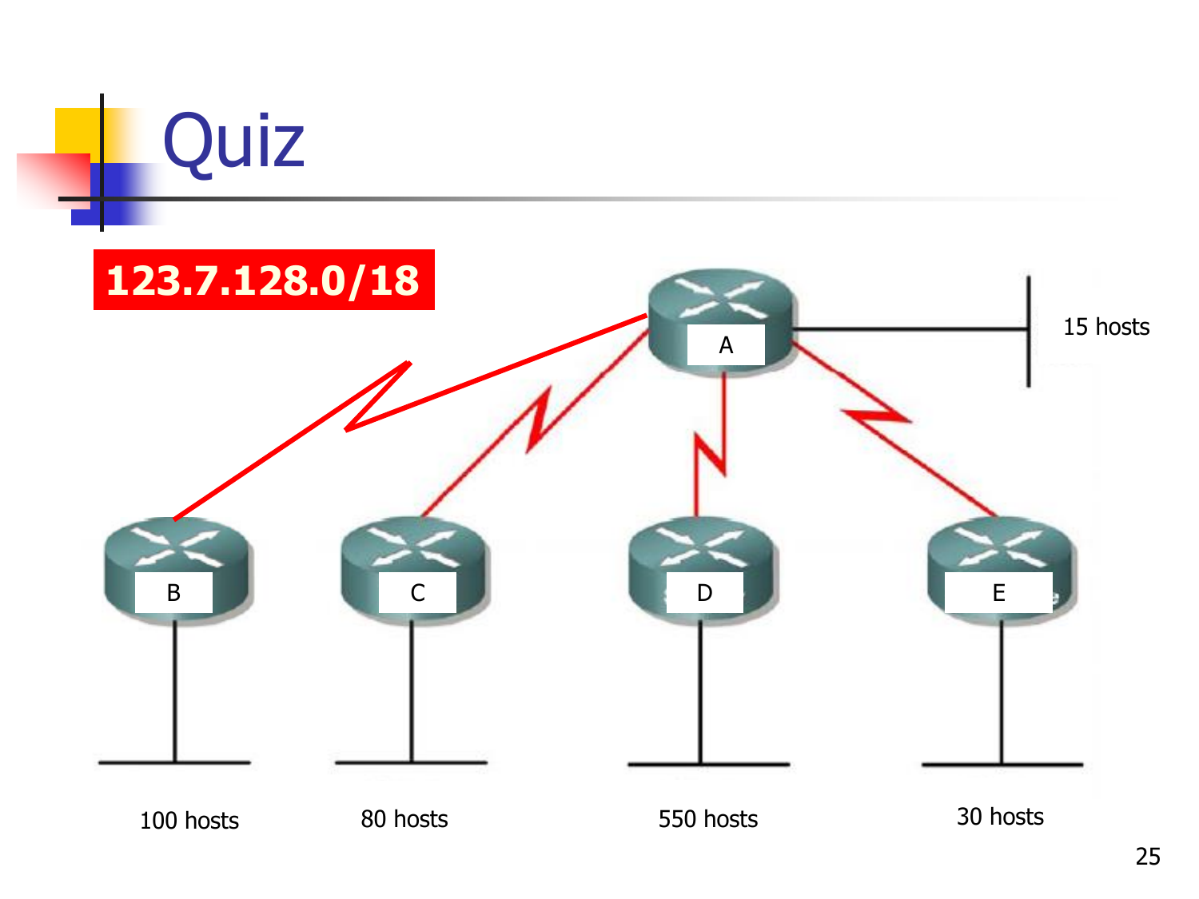# Quiz

**123.7.128.0/18**

A — 15 hosts

B — 100 hosts

C — 80 hosts

D — 550 hosts

E — 30 hosts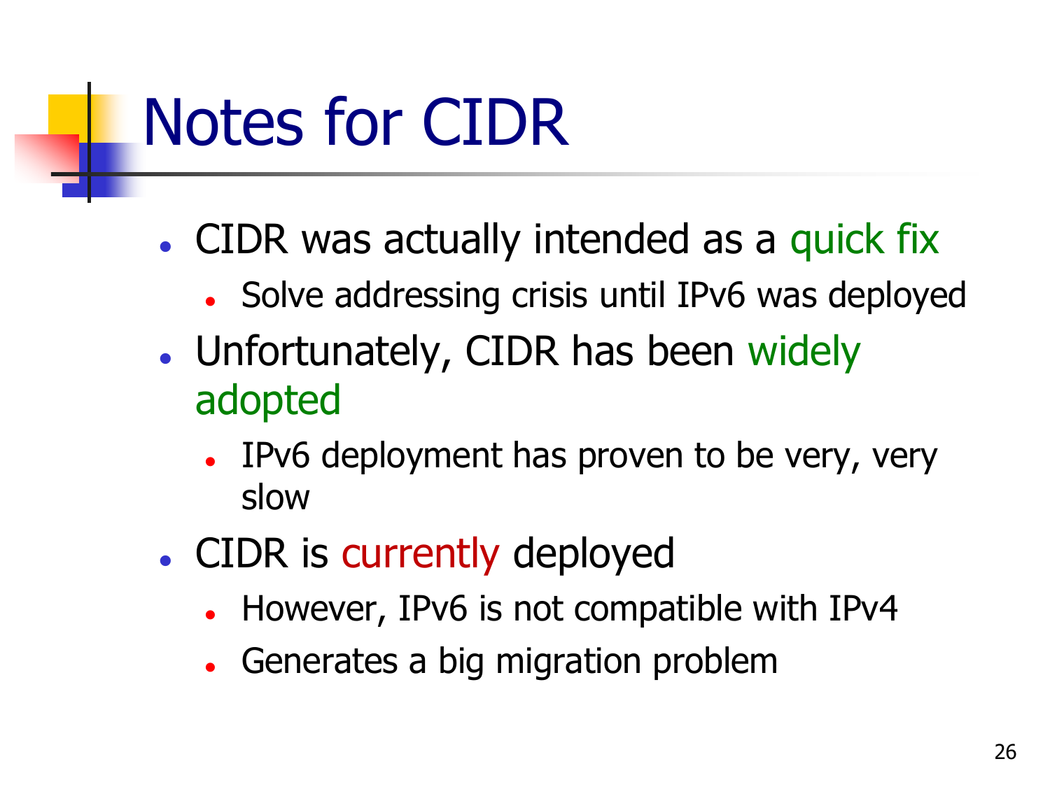# Notes for CIDR

- CIDR was actually intended as a quick fix
  - Solve addressing crisis until IPv6 was deployed
- Unfortunately, CIDR has been widely adopted
  - IPv6 deployment has proven to be very, very slow
- CIDR is currently deployed
  - However, IPv6 is not compatible with IPv4
  - Generates a big migration problem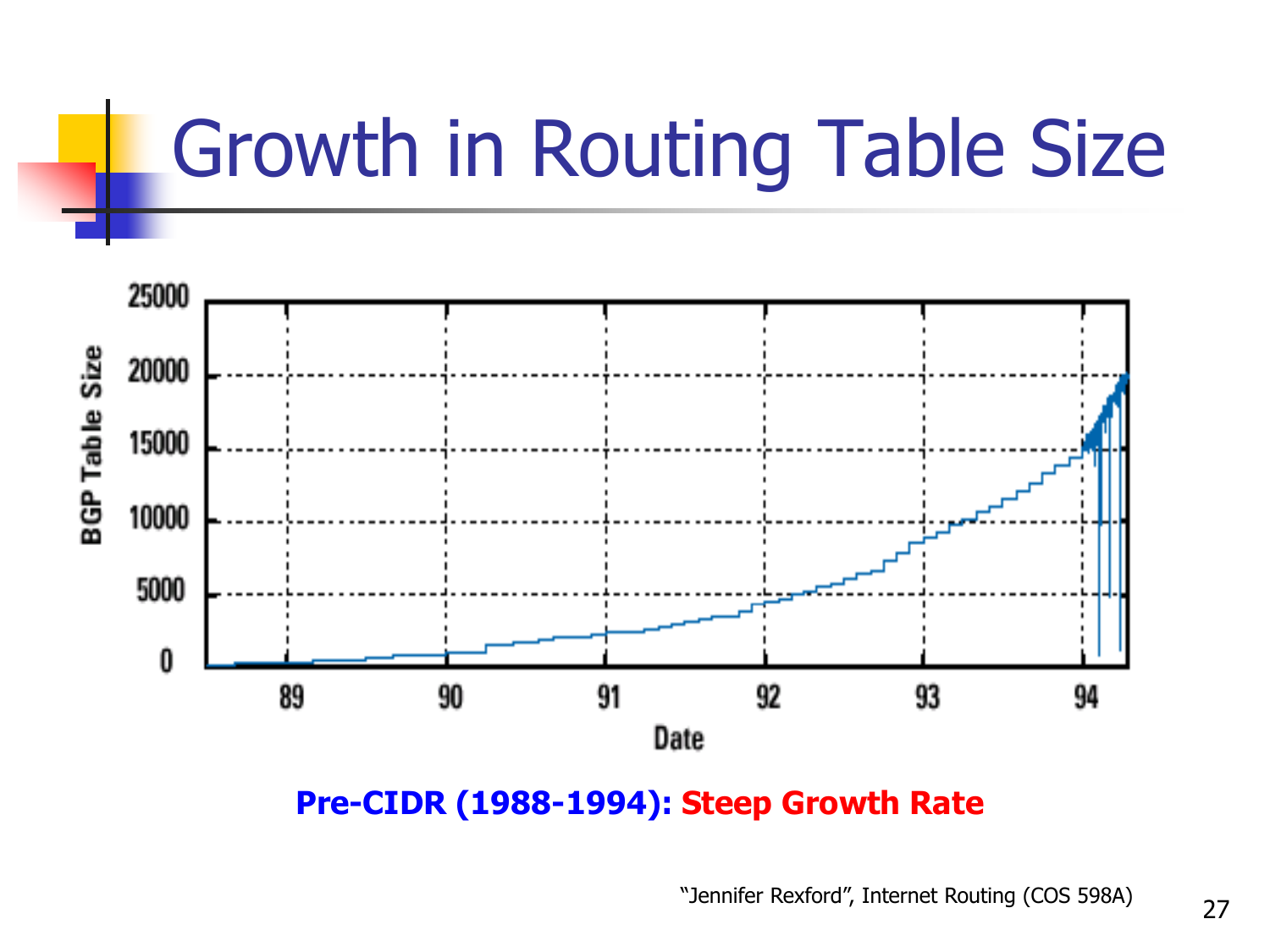# Growth in Routing Table Size

**Pre-CIDR (1988-1994): Steep Growth Rate**

"Jennifer Rexford", Internet Routing (COS 598A)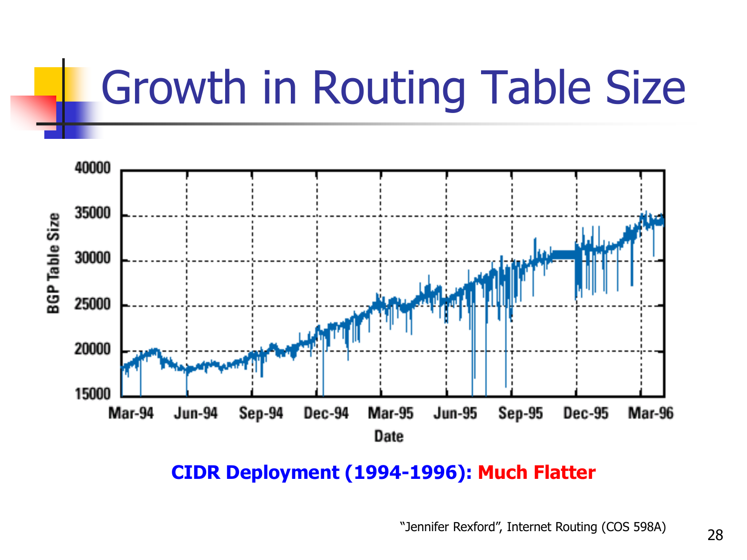# Growth in Routing Table Size

**CIDR Deployment (1994-1996): Much Flatter**

"Jennifer Rexford", Internet Routing (COS 598A)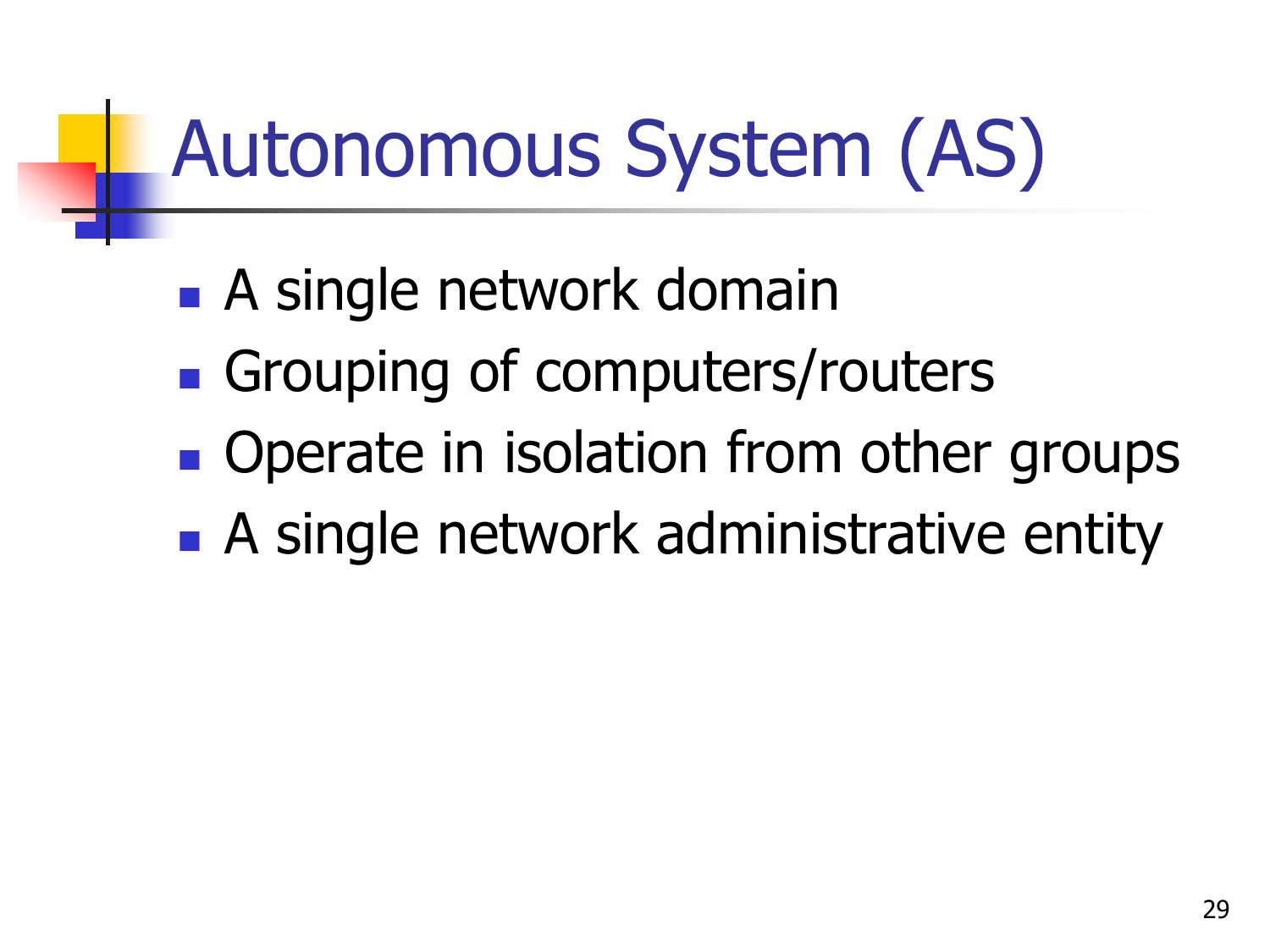# Autonomous System (AS)

- A single network domain
- Grouping of computers/routers
- Operate in isolation from other groups
- A single network administrative entity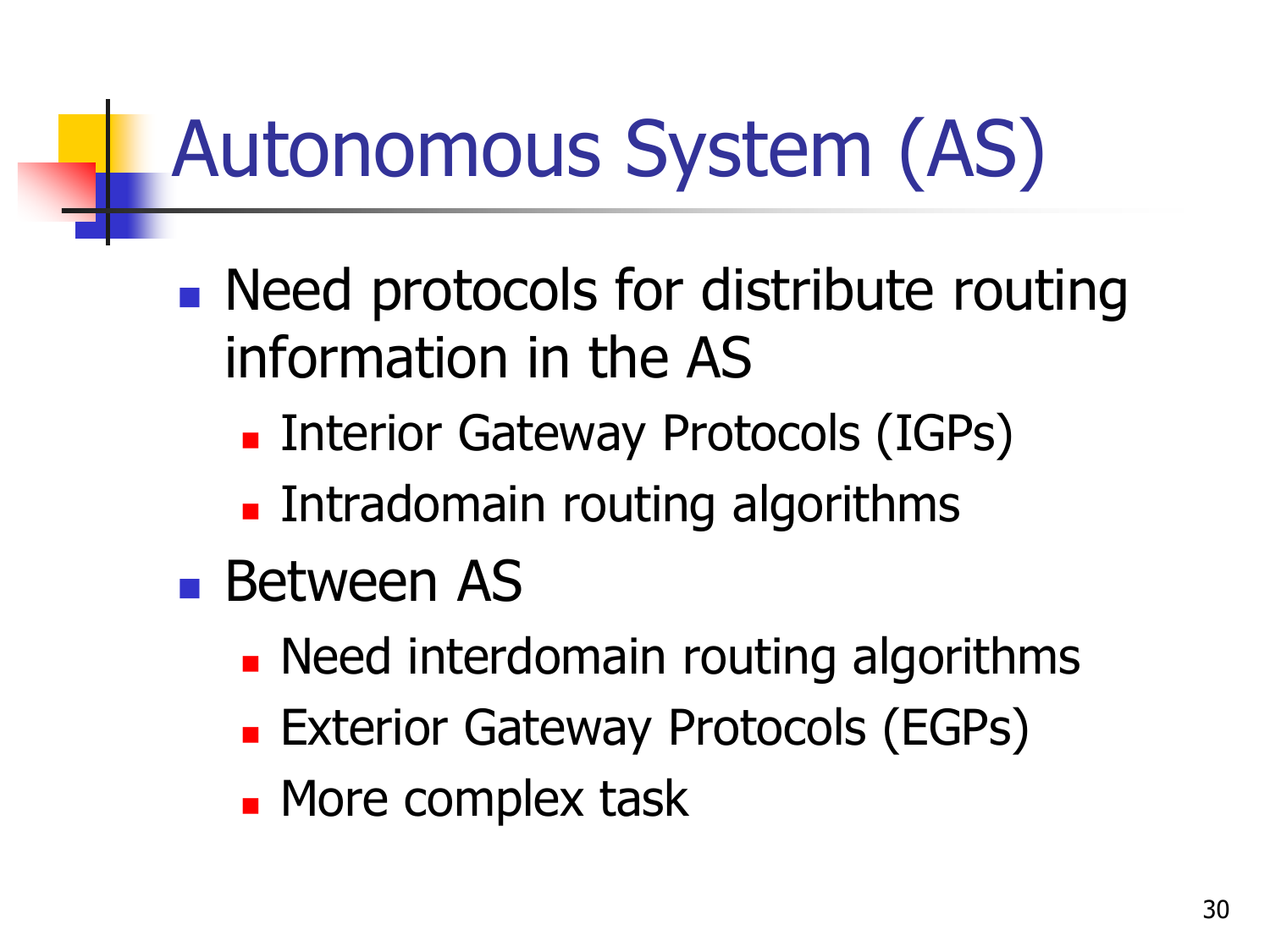# Autonomous System (AS)

- Need protocols for distribute routing information in the AS
  - Interior Gateway Protocols (IGPs)
  - Intradomain routing algorithms
- Between AS
  - Need interdomain routing algorithms
  - Exterior Gateway Protocols (EGPs)
  - More complex task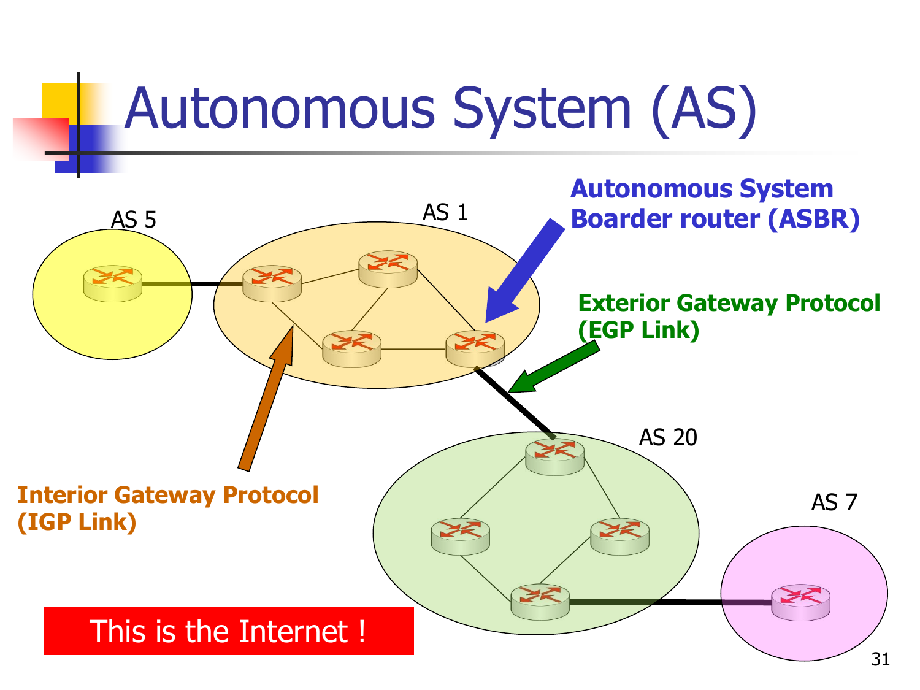# Autonomous System (AS)

AS 5

AS 1

**Autonomous System Boarder router (ASBR)**

**Exterior Gateway Protocol (EGP Link)**

AS 20

AS 7

**Interior Gateway Protocol (IGP Link)**

This is the Internet !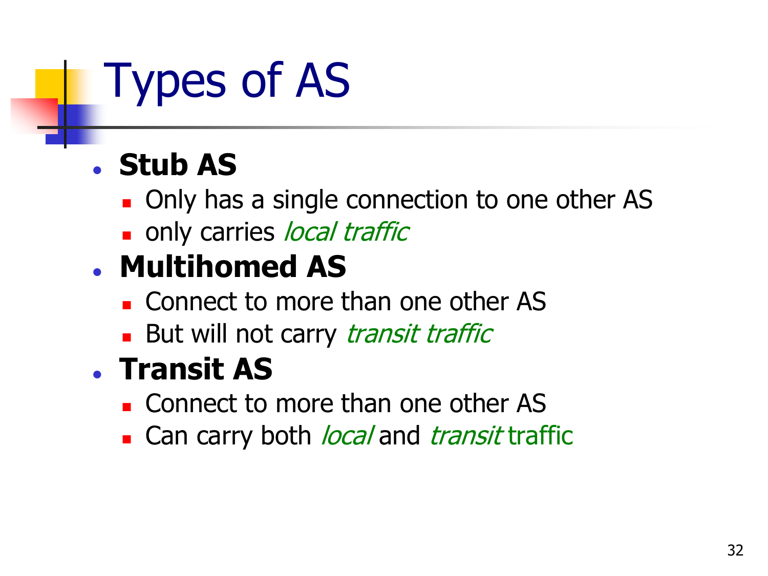# Types of AS

- **Stub AS**
  - Only has a single connection to one other AS
  - only carries *local traffic*
- **Multihomed AS**
  - Connect to more than one other AS
  - But will not carry *transit traffic*
- **Transit AS**
  - Connect to more than one other AS
  - Can carry both *local* and *transit* traffic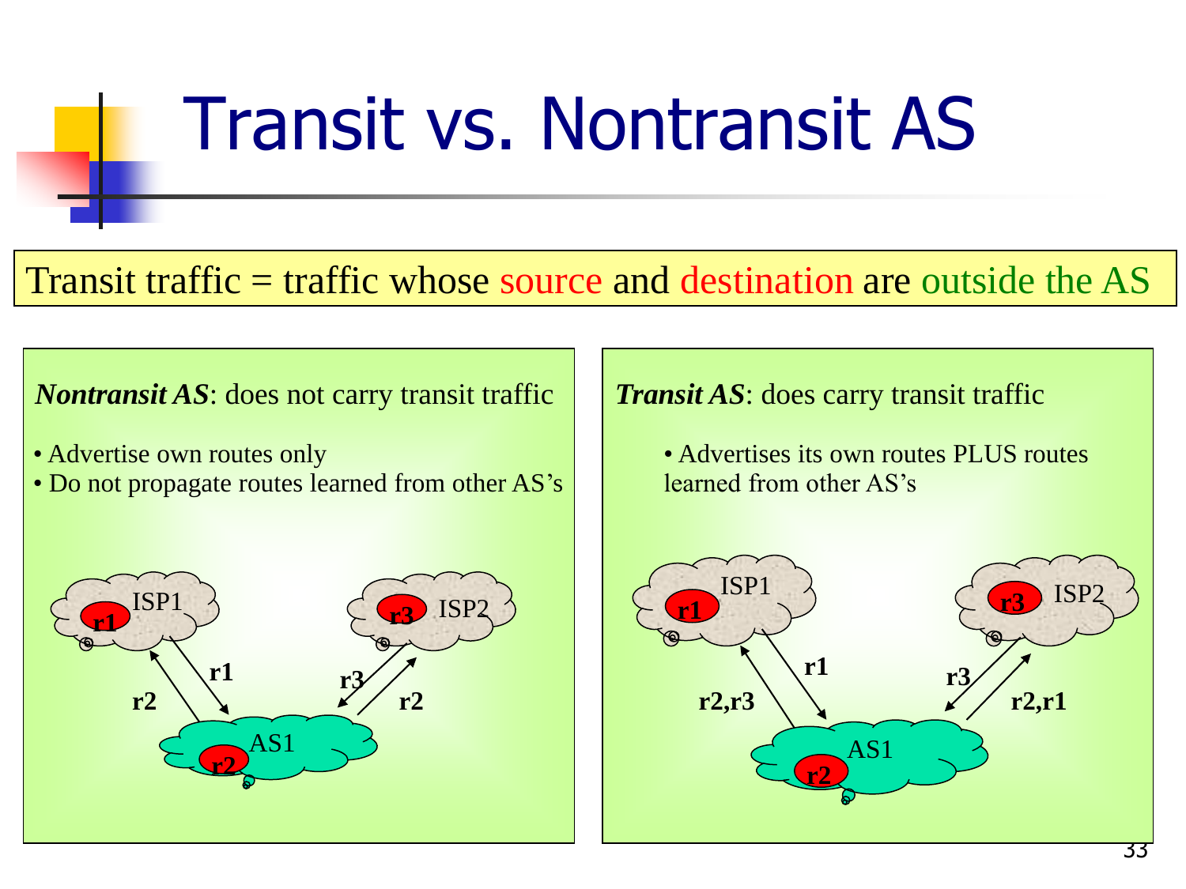# Transit vs. Nontransit AS

Transit traffic = traffic whose source and destination are outside the AS

***Nontransit AS***: does not carry transit traffic

- Advertise own routes only
- Do not propagate routes learned from other AS's

ISP1
r1
ISP2
r3
r1
r2
r3
r2
AS1
r2

***Transit AS***: does carry transit traffic

- Advertises its own routes PLUS routes learned from other AS's

ISP1
r1
ISP2
r3
r1
r2,r3
r3
r2,r1
AS1
r2